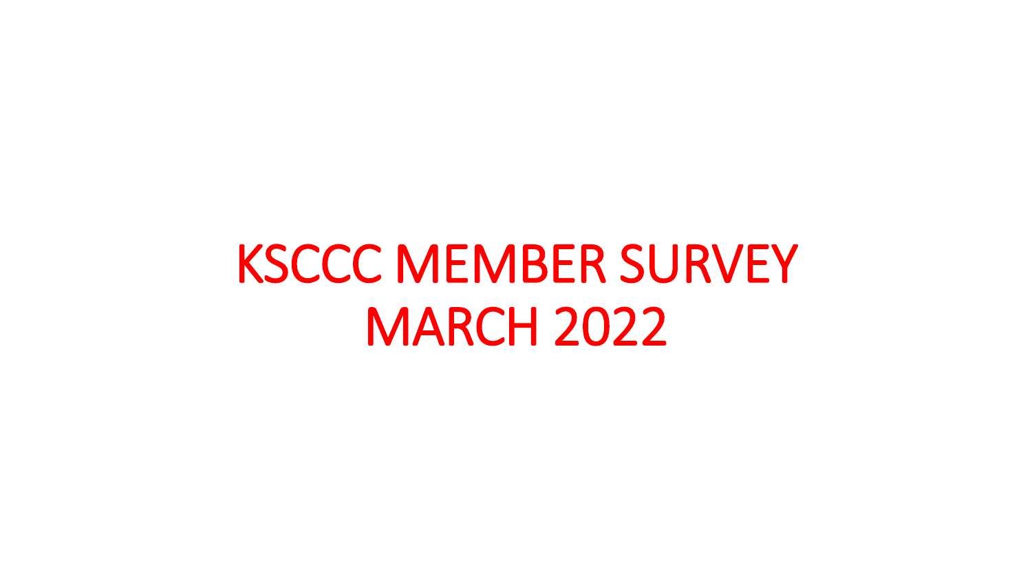# KSCCC MEMBER SURVEY
# MARCH 2022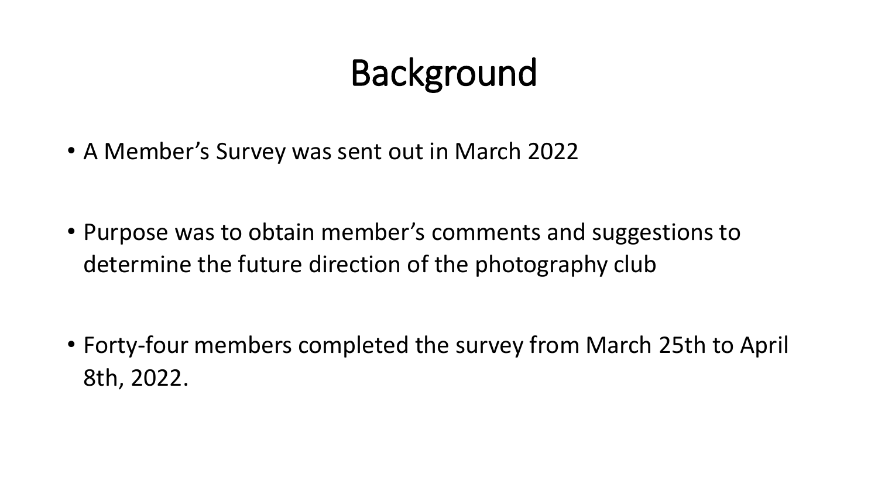# Background

- A Member’s Survey was sent out in March 2022
- Purpose was to obtain member’s comments and suggestions to determine the future direction of the photography club
- Forty-four members completed the survey from March 25th to April 8th, 2022.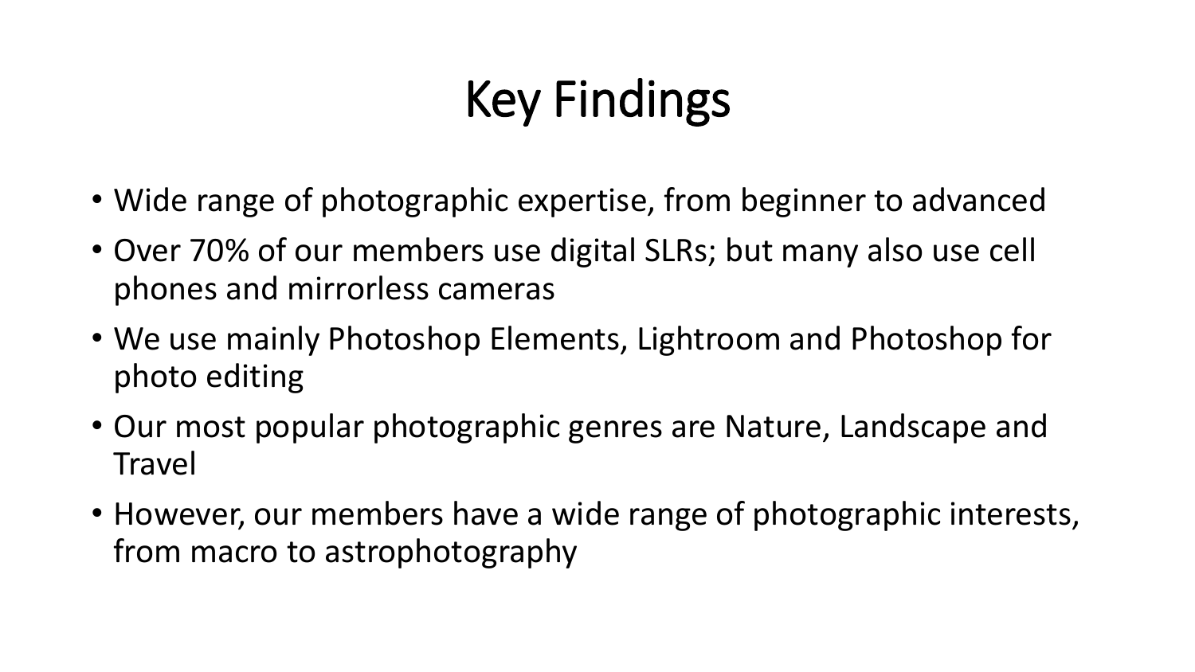# Key Findings

- Wide range of photographic expertise, from beginner to advanced
- Over 70% of our members use digital SLRs; but many also use cell phones and mirrorless cameras
- We use mainly Photoshop Elements, Lightroom and Photoshop for photo editing
- Our most popular photographic genres are Nature, Landscape and Travel
- However, our members have a wide range of photographic interests, from macro to astrophotography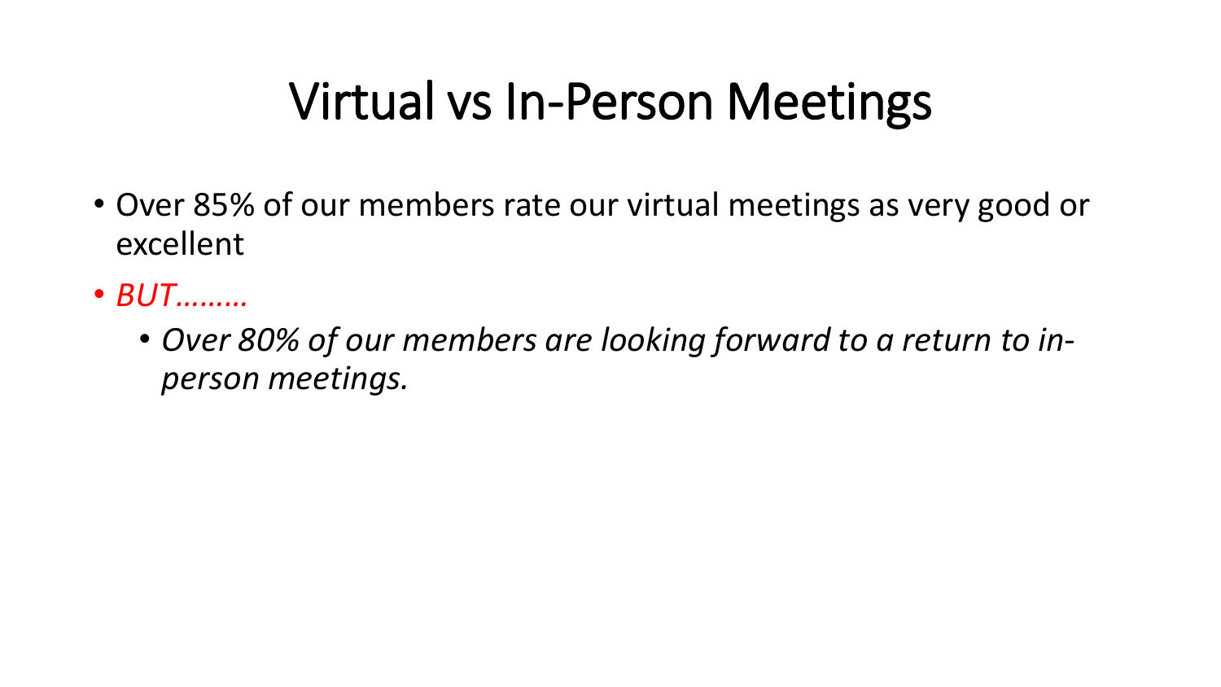# Virtual vs In-Person Meetings

- Over 85% of our members rate our virtual meetings as very good or excellent
- *BUT………*
  - *Over 80% of our members are looking forward to a return to in-person meetings.*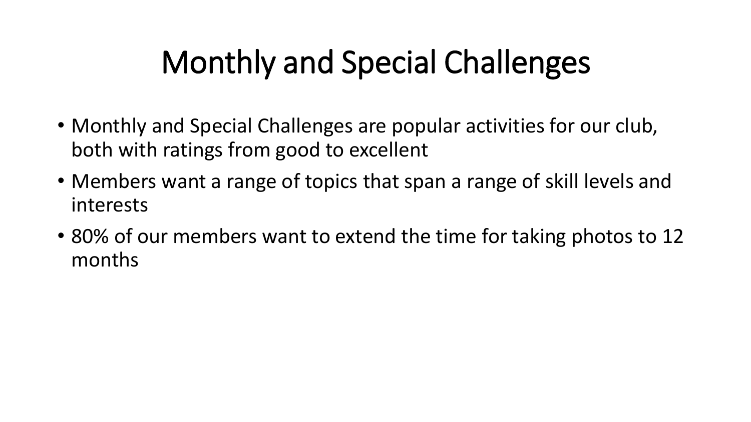# Monthly and Special Challenges

- Monthly and Special Challenges are popular activities for our club, both with ratings from good to excellent
- Members want a range of topics that span a range of skill levels and interests
- 80% of our members want to extend the time for taking photos to 12 months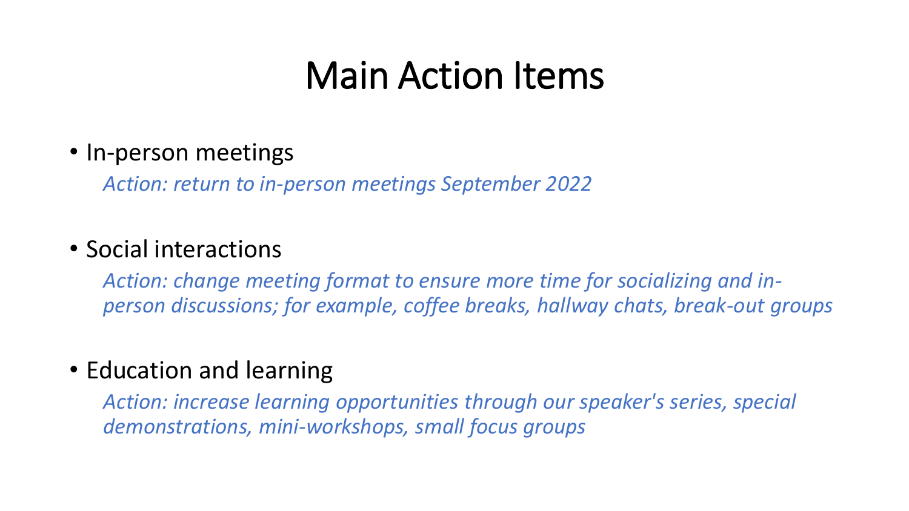# Main Action Items

- In-person meetings

  *Action: return to in-person meetings September 2022*

- Social interactions

  *Action: change meeting format to ensure more time for socializing and in-person discussions; for example, coffee breaks, hallway chats, break-out groups*

- Education and learning

  *Action: increase learning opportunities through our speaker's series, special demonstrations, mini-workshops, small focus groups*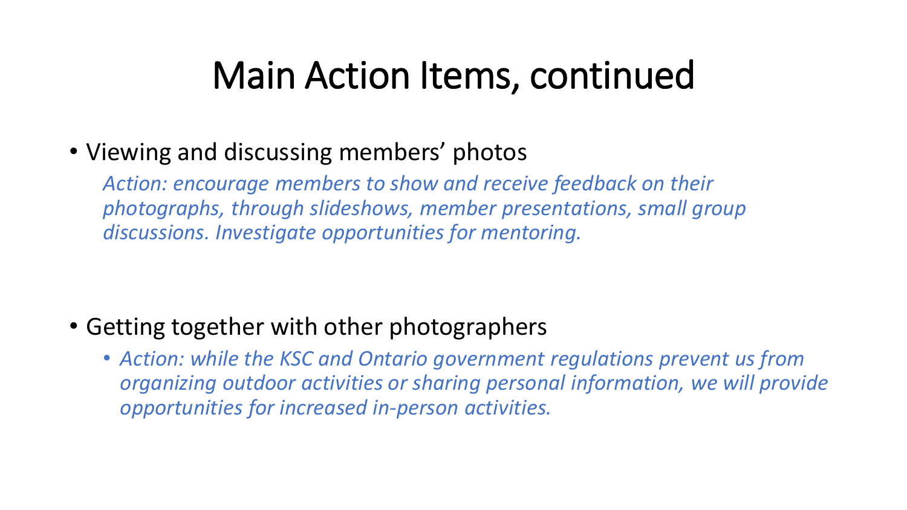# Main Action Items, continued

- Viewing and discussing members' photos

  *Action: encourage members to show and receive feedback on their photographs, through slideshows, member presentations, small group discussions. Investigate opportunities for mentoring.*

- Getting together with other photographers
  - *Action: while the KSC and Ontario government regulations prevent us from organizing outdoor activities or sharing personal information, we will provide opportunities for increased in-person activities.*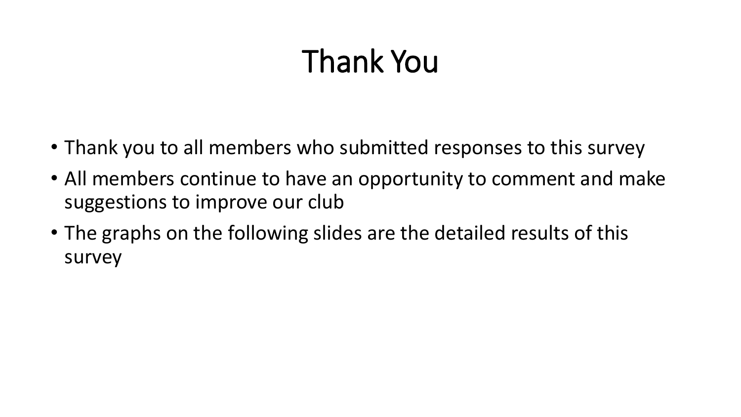# Thank You

- Thank you to all members who submitted responses to this survey
- All members continue to have an opportunity to comment and make suggestions to improve our club
- The graphs on the following slides are the detailed results of this survey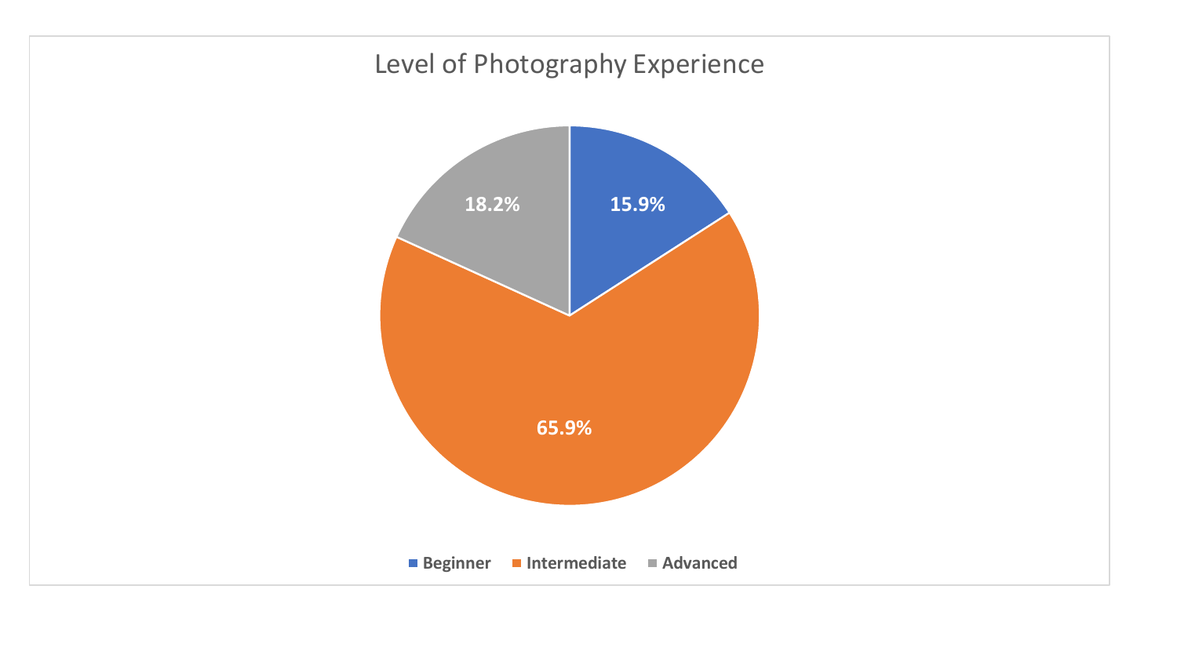Level of Photography Experience

| Level | Percentage |
| --- | --- |
| Beginner | 15.9% |
| Intermediate | 65.9% |
| Advanced | 18.2% |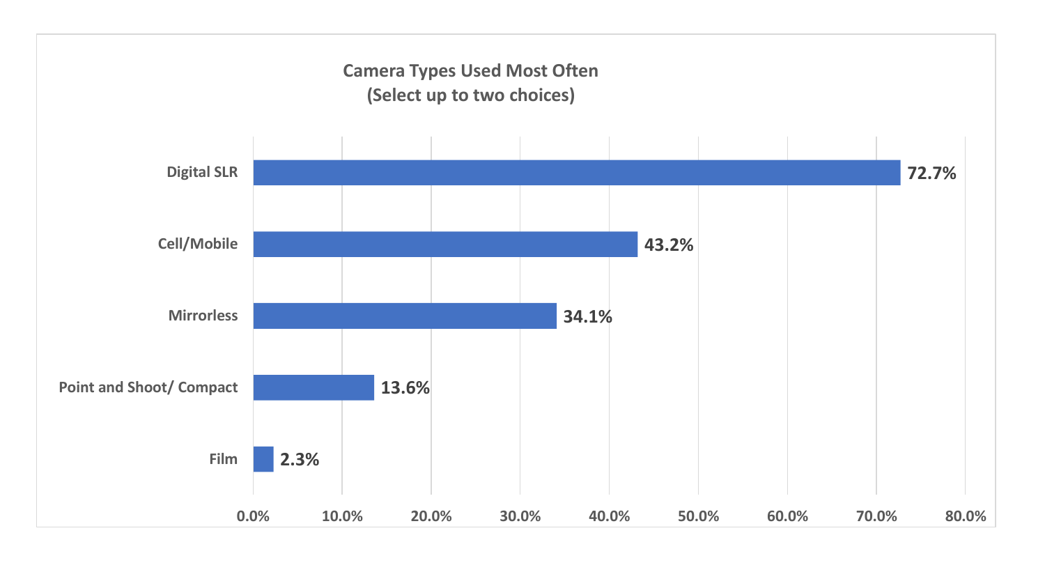**Camera Types Used Most Often**
**(Select up to two choices)**

| Camera Type | Percentage |
| --- | --- |
| Digital SLR | 72.7% |
| Cell/Mobile | 43.2% |
| Mirrorless | 34.1% |
| Point and Shoot/ Compact | 13.6% |
| Film | 2.3% |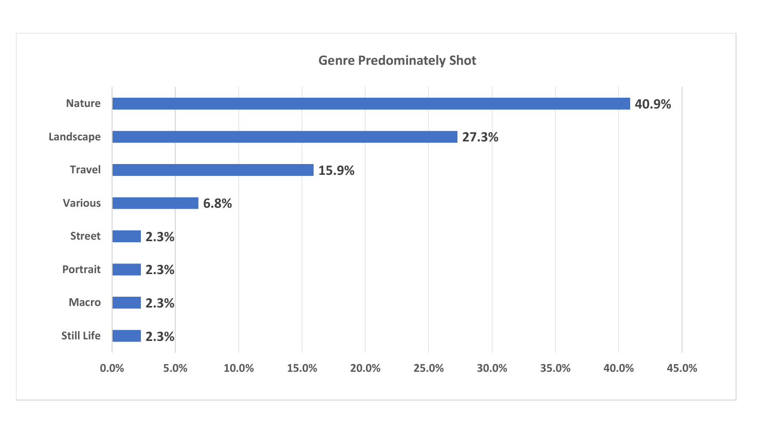Genre Predominately Shot

| Genre | Percentage |
| --- | --- |
| Nature | 40.9% |
| Landscape | 27.3% |
| Travel | 15.9% |
| Various | 6.8% |
| Street | 2.3% |
| Portrait | 2.3% |
| Macro | 2.3% |
| Still Life | 2.3% |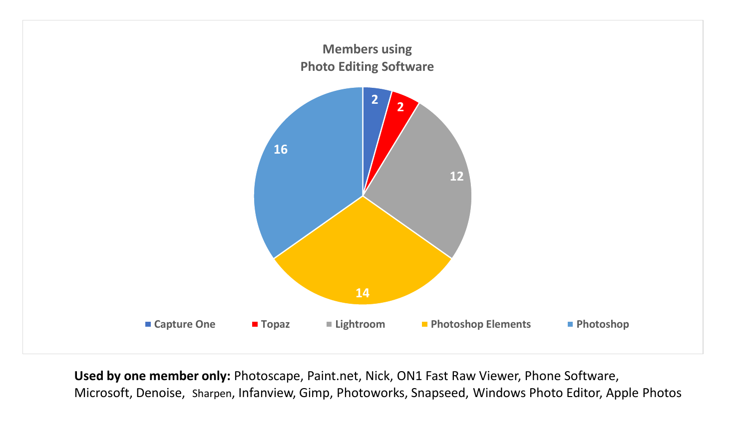**Members using Photo Editing Software**

| Software | Members |
|---|---|
| Capture One | 2 |
| Topaz | 2 |
| Lightroom | 12 |
| Photoshop Elements | 14 |
| Photoshop | 16 |

**Used by one member only:** Photoscape, Paint.net, Nick, ON1 Fast Raw Viewer, Phone Software, Microsoft, Denoise, Sharpen, Infanview, Gimp, Photoworks, Snapseed, Windows Photo Editor, Apple Photos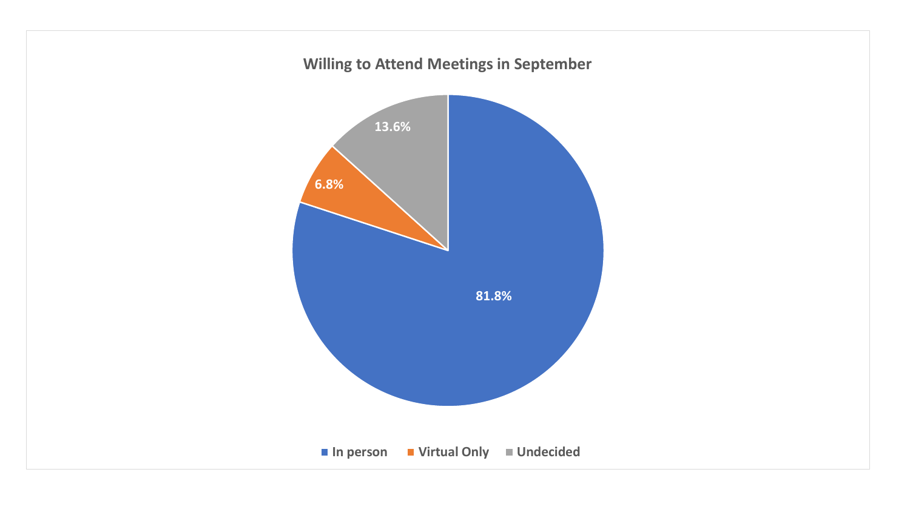**Willing to Attend Meetings in September**

| Category | Percentage |
| --- | --- |
| In person | 81.8% |
| Virtual Only | 6.8% |
| Undecided | 13.6% |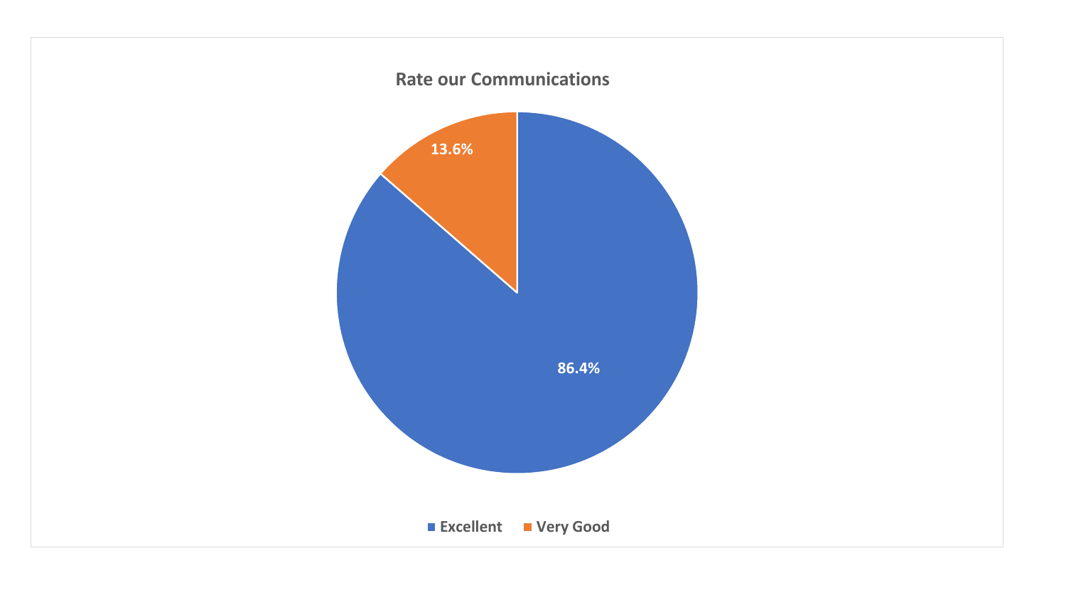**Rate our Communications**

| Rating | Percentage |
| --- | --- |
| Excellent | 86.4% |
| Very Good | 13.6% |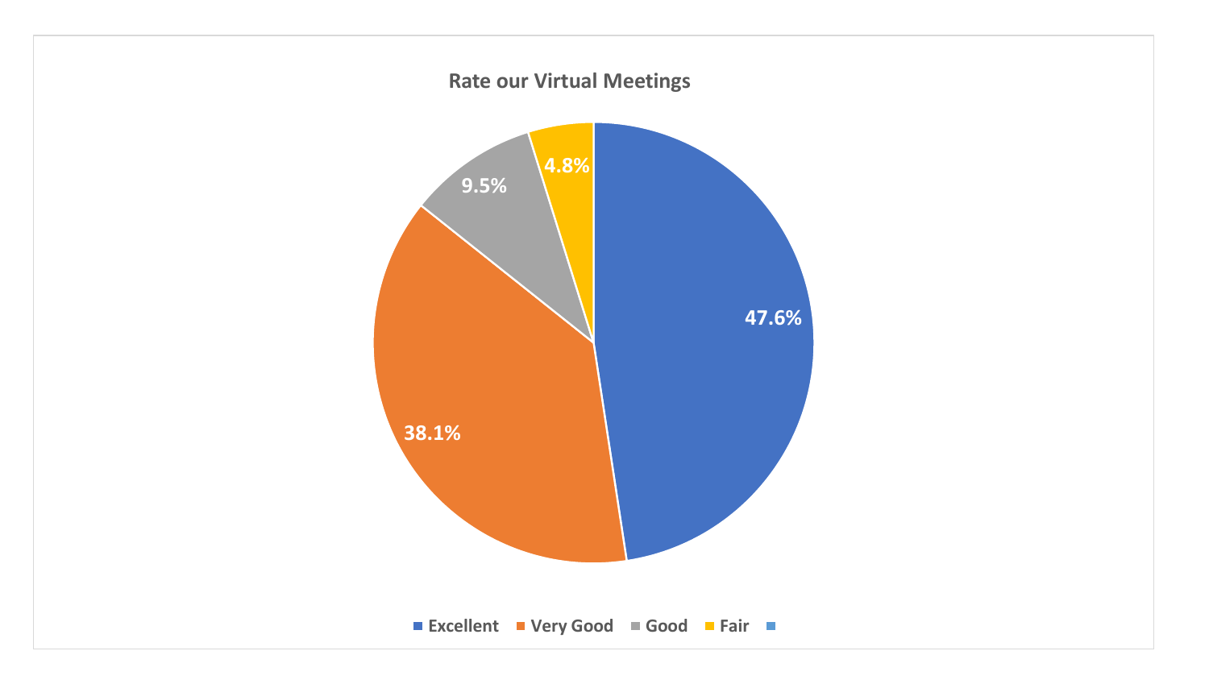## Rate our Virtual Meetings

| Rating | Percentage |
| --- | --- |
| Excellent | 47.6% |
| Very Good | 38.1% |
| Good | 9.5% |
| Fair | 4.8% |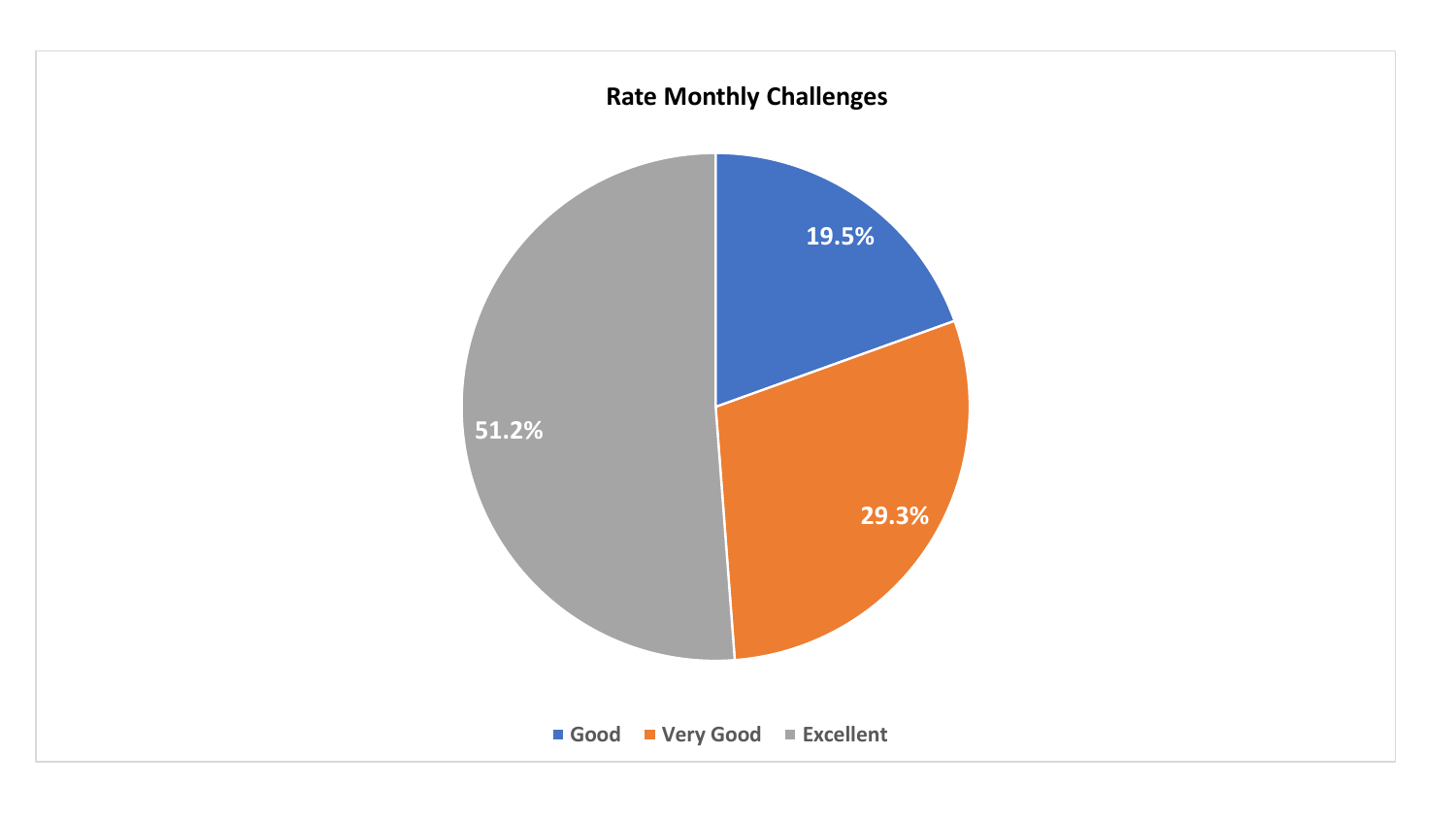**Rate Monthly Challenges**

| Rating | Percentage |
|---|---|
| Good | 19.5% |
| Very Good | 29.3% |
| Excellent | 51.2% |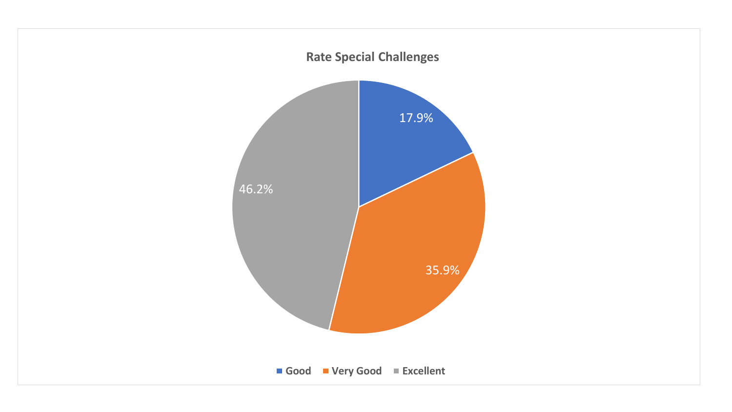**Rate Special Challenges**

| Rating | Percentage |
|---|---|
| Good | 17.9% |
| Very Good | 35.9% |
| Excellent | 46.2% |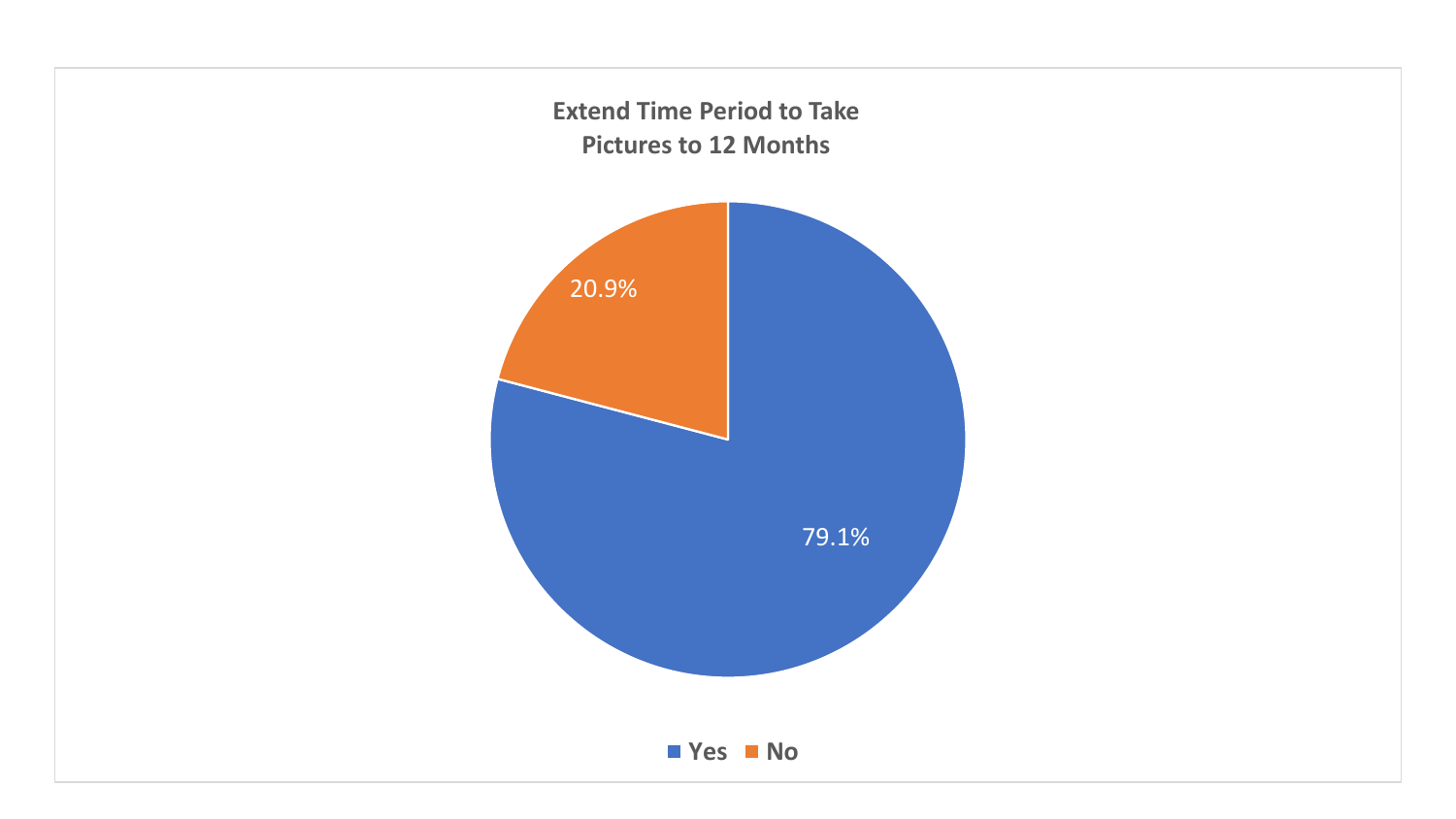Extend Time Period to Take Pictures to 12 Months

20.9%

79.1%

Yes No